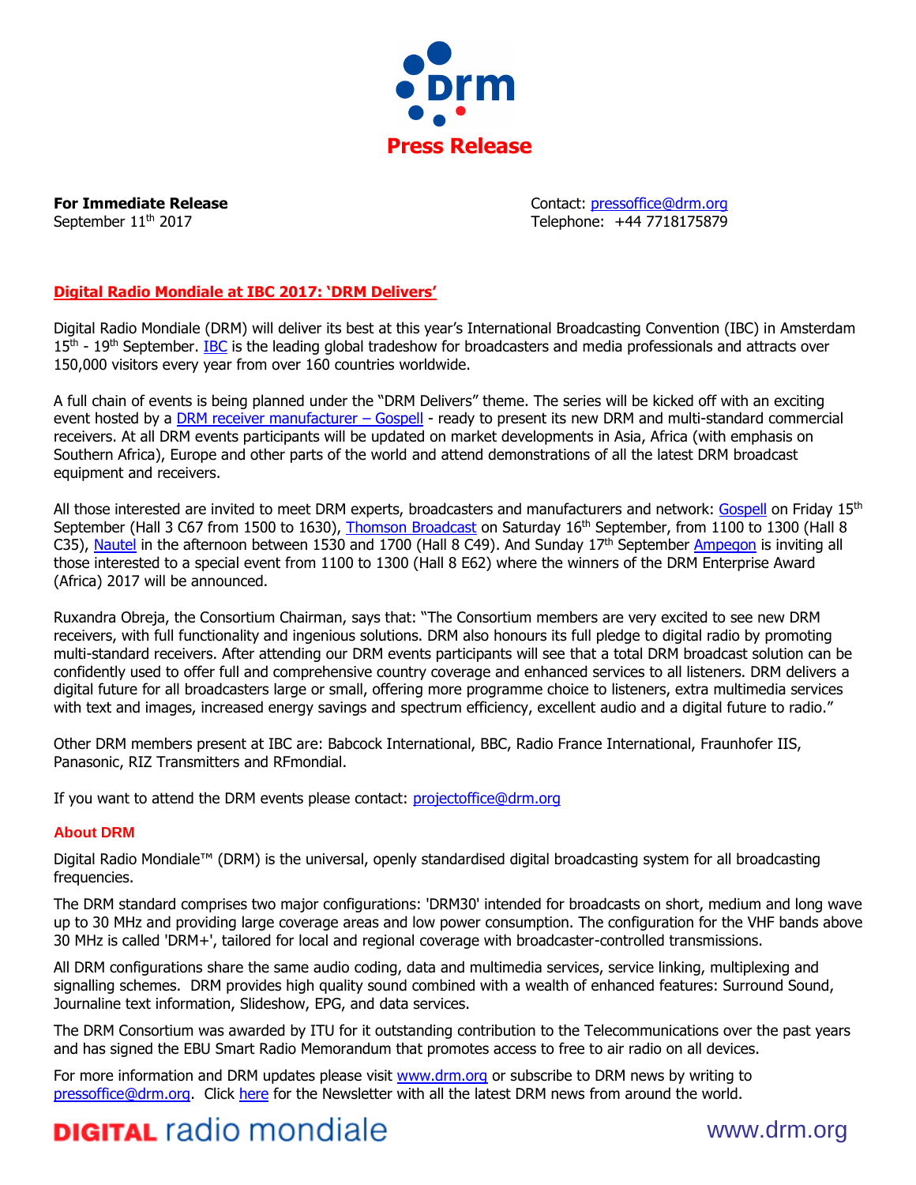**Press Release**

**For Immediate Release**
September 11th 2017

Contact: pressoffice@drm.org
Telephone: +44 7718175879

## Digital Radio Mondiale at IBC 2017: 'DRM Delivers'

Digital Radio Mondiale (DRM) will deliver its best at this year's International Broadcasting Convention (IBC) in Amsterdam 15th - 19th September. IBC is the leading global tradeshow for broadcasters and media professionals and attracts over 150,000 visitors every year from over 160 countries worldwide.

A full chain of events is being planned under the "DRM Delivers" theme. The series will be kicked off with an exciting event hosted by a DRM receiver manufacturer – Gospell - ready to present its new DRM and multi-standard commercial receivers. At all DRM events participants will be updated on market developments in Asia, Africa (with emphasis on Southern Africa), Europe and other parts of the world and attend demonstrations of all the latest DRM broadcast equipment and receivers.

All those interested are invited to meet DRM experts, broadcasters and manufacturers and network: Gospell on Friday 15th September (Hall 3 C67 from 1500 to 1630), Thomson Broadcast on Saturday 16th September, from 1100 to 1300 (Hall 8 C35), Nautel in the afternoon between 1530 and 1700 (Hall 8 C49). And Sunday 17th September Ampegon is inviting all those interested to a special event from 1100 to 1300 (Hall 8 E62) where the winners of the DRM Enterprise Award (Africa) 2017 will be announced.

Ruxandra Obreja, the Consortium Chairman, says that: "The Consortium members are very excited to see new DRM receivers, with full functionality and ingenious solutions. DRM also honours its full pledge to digital radio by promoting multi-standard receivers. After attending our DRM events participants will see that a total DRM broadcast solution can be confidently used to offer full and comprehensive country coverage and enhanced services to all listeners. DRM delivers a digital future for all broadcasters large or small, offering more programme choice to listeners, extra multimedia services with text and images, increased energy savings and spectrum efficiency, excellent audio and a digital future to radio."

Other DRM members present at IBC are: Babcock International, BBC, Radio France International, Fraunhofer IIS, Panasonic, RIZ Transmitters and RFmondial.

If you want to attend the DRM events please contact: projectoffice@drm.org

### About DRM

Digital Radio Mondiale™ (DRM) is the universal, openly standardised digital broadcasting system for all broadcasting frequencies.

The DRM standard comprises two major configurations: 'DRM30' intended for broadcasts on short, medium and long wave up to 30 MHz and providing large coverage areas and low power consumption. The configuration for the VHF bands above 30 MHz is called 'DRM+', tailored for local and regional coverage with broadcaster-controlled transmissions.

All DRM configurations share the same audio coding, data and multimedia services, service linking, multiplexing and signalling schemes. DRM provides high quality sound combined with a wealth of enhanced features: Surround Sound, Journaline text information, Slideshow, EPG, and data services.

The DRM Consortium was awarded by ITU for it outstanding contribution to the Telecommunications over the past years and has signed the EBU Smart Radio Memorandum that promotes access to free to air radio on all devices.

For more information and DRM updates please visit www.drm.org or subscribe to DRM news by writing to pressoffice@drm.org. Click here for the Newsletter with all the latest DRM news from around the world.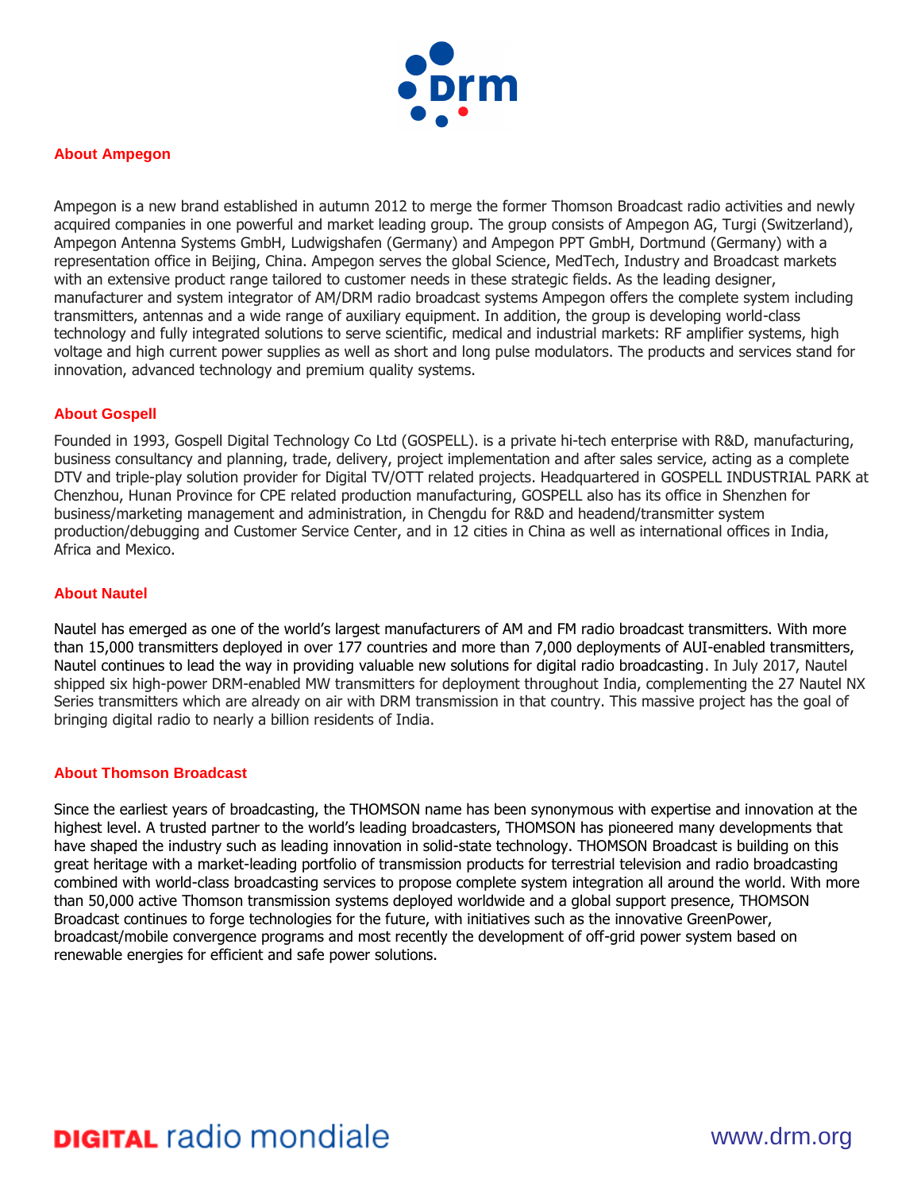## About Ampegon

Ampegon is a new brand established in autumn 2012 to merge the former Thomson Broadcast radio activities and newly acquired companies in one powerful and market leading group. The group consists of Ampegon AG, Turgi (Switzerland), Ampegon Antenna Systems GmbH, Ludwigshafen (Germany) and Ampegon PPT GmbH, Dortmund (Germany) with a representation office in Beijing, China. Ampegon serves the global Science, MedTech, Industry and Broadcast markets with an extensive product range tailored to customer needs in these strategic fields. As the leading designer, manufacturer and system integrator of AM/DRM radio broadcast systems Ampegon offers the complete system including transmitters, antennas and a wide range of auxiliary equipment. In addition, the group is developing world-class technology and fully integrated solutions to serve scientific, medical and industrial markets: RF amplifier systems, high voltage and high current power supplies as well as short and long pulse modulators. The products and services stand for innovation, advanced technology and premium quality systems.

## About Gospell

Founded in 1993, Gospell Digital Technology Co Ltd (GOSPELL). is a private hi-tech enterprise with R&D, manufacturing, business consultancy and planning, trade, delivery, project implementation and after sales service, acting as a complete DTV and triple-play solution provider for Digital TV/OTT related projects. Headquartered in GOSPELL INDUSTRIAL PARK at Chenzhou, Hunan Province for CPE related production manufacturing, GOSPELL also has its office in Shenzhen for business/marketing management and administration, in Chengdu for R&D and headend/transmitter system production/debugging and Customer Service Center, and in 12 cities in China as well as international offices in India, Africa and Mexico.

## About Nautel

Nautel has emerged as one of the world's largest manufacturers of AM and FM radio broadcast transmitters. With more than 15,000 transmitters deployed in over 177 countries and more than 7,000 deployments of AUI-enabled transmitters, Nautel continues to lead the way in providing valuable new solutions for digital radio broadcasting. In July 2017, Nautel shipped six high-power DRM-enabled MW transmitters for deployment throughout India, complementing the 27 Nautel NX Series transmitters which are already on air with DRM transmission in that country. This massive project has the goal of bringing digital radio to nearly a billion residents of India.

## About Thomson Broadcast

Since the earliest years of broadcasting, the THOMSON name has been synonymous with expertise and innovation at the highest level. A trusted partner to the world's leading broadcasters, THOMSON has pioneered many developments that have shaped the industry such as leading innovation in solid-state technology. THOMSON Broadcast is building on this great heritage with a market-leading portfolio of transmission products for terrestrial television and radio broadcasting combined with world-class broadcasting services to propose complete system integration all around the world. With more than 50,000 active Thomson transmission systems deployed worldwide and a global support presence, THOMSON Broadcast continues to forge technologies for the future, with initiatives such as the innovative GreenPower, broadcast/mobile convergence programs and most recently the development of off-grid power system based on renewable energies for efficient and safe power solutions.